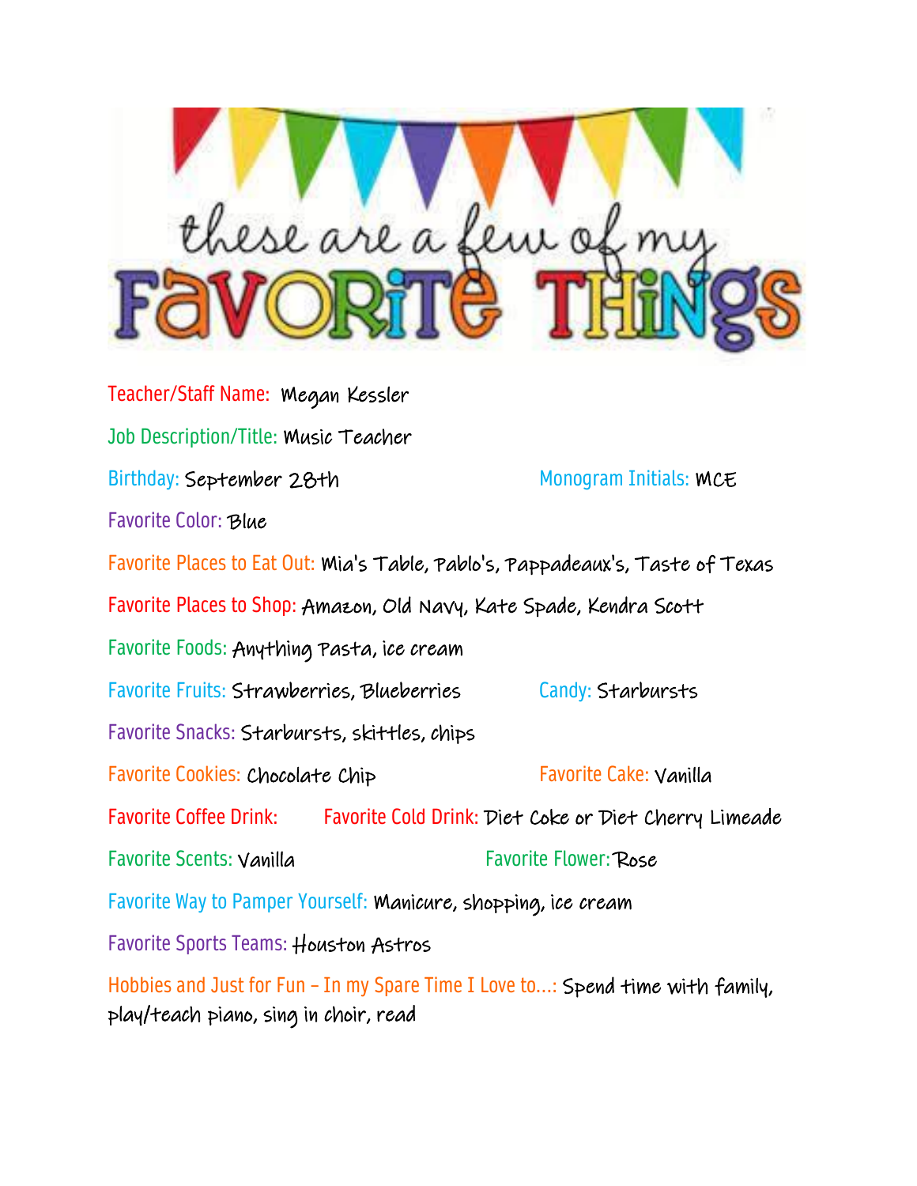# these are a few of my FAVORITE THINGS

**Teacher/Staff Name:** Megan Kessler

**Job Description/Title:** Music Teacher

**Birthday:** September 28th

**Monogram Initials:** MCE

**Favorite Color:** Blue

**Favorite Places to Eat Out:** Mia's Table, Pablo's, Pappadeaux's, Taste of Texas

**Favorite Places to Shop:** Amazon, Old Navy, Kate Spade, Kendra Scott

**Favorite Foods:** Anything Pasta, ice cream

**Favorite Fruits:** Strawberries, Blueberries

**Candy:** Starbursts

**Favorite Snacks:** Starbursts, skittles, chips

**Favorite Cookies:** Chocolate Chip

**Favorite Cake:** Vanilla

**Favorite Coffee Drink:**

**Favorite Cold Drink:** Diet Coke or Diet Cherry Limeade

**Favorite Scents:** Vanilla

**Favorite Flower:** Rose

**Favorite Way to Pamper Yourself:** Manicure, shopping, ice cream

**Favorite Sports Teams:** Houston Astros

**Hobbies and Just for Fun – In my Spare Time I Love to…:** Spend time with family, play/teach piano, sing in choir, read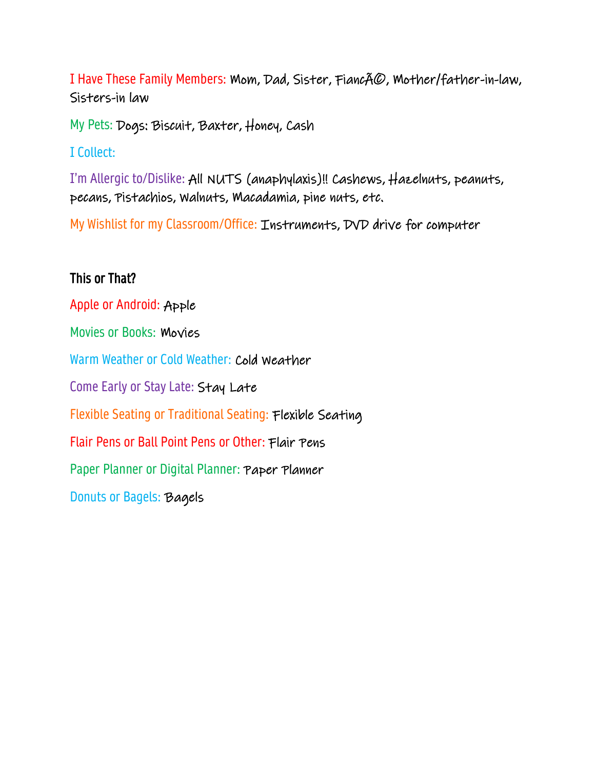I Have These Family Members: Mom, Dad, Sister, FiancÃ©, Mother/father-in-law, Sisters-in law

My Pets: Dogs: Biscuit, Baxter, Honey, Cash

I Collect:

I'm Allergic to/Dislike: All NUTS (anaphylaxis)!! Cashews, Hazelnuts, peanuts, pecans, Pistachios, Walnuts, Macadamia, pine nuts, etc.

My Wishlist for my Classroom/Office: Instruments, DVD drive for computer

**This or That?**

Apple or Android: Apple

Movies or Books: Movies

Warm Weather or Cold Weather: Cold Weather

Come Early or Stay Late: Stay Late

Flexible Seating or Traditional Seating: Flexible Seating

Flair Pens or Ball Point Pens or Other: Flair Pens

Paper Planner or Digital Planner: Paper Planner

Donuts or Bagels: Bagels